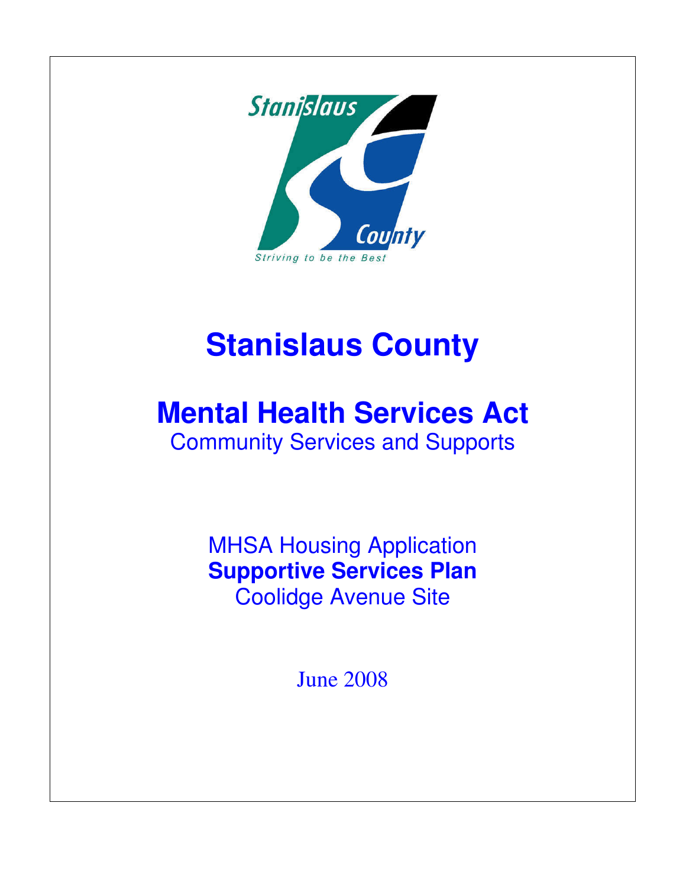Stanislaus County

Striving to be the Best

# Stanislaus County

## Mental Health Services Act

Community Services and Supports

MHSA Housing Application

**Supportive Services Plan**

Coolidge Avenue Site

June 2008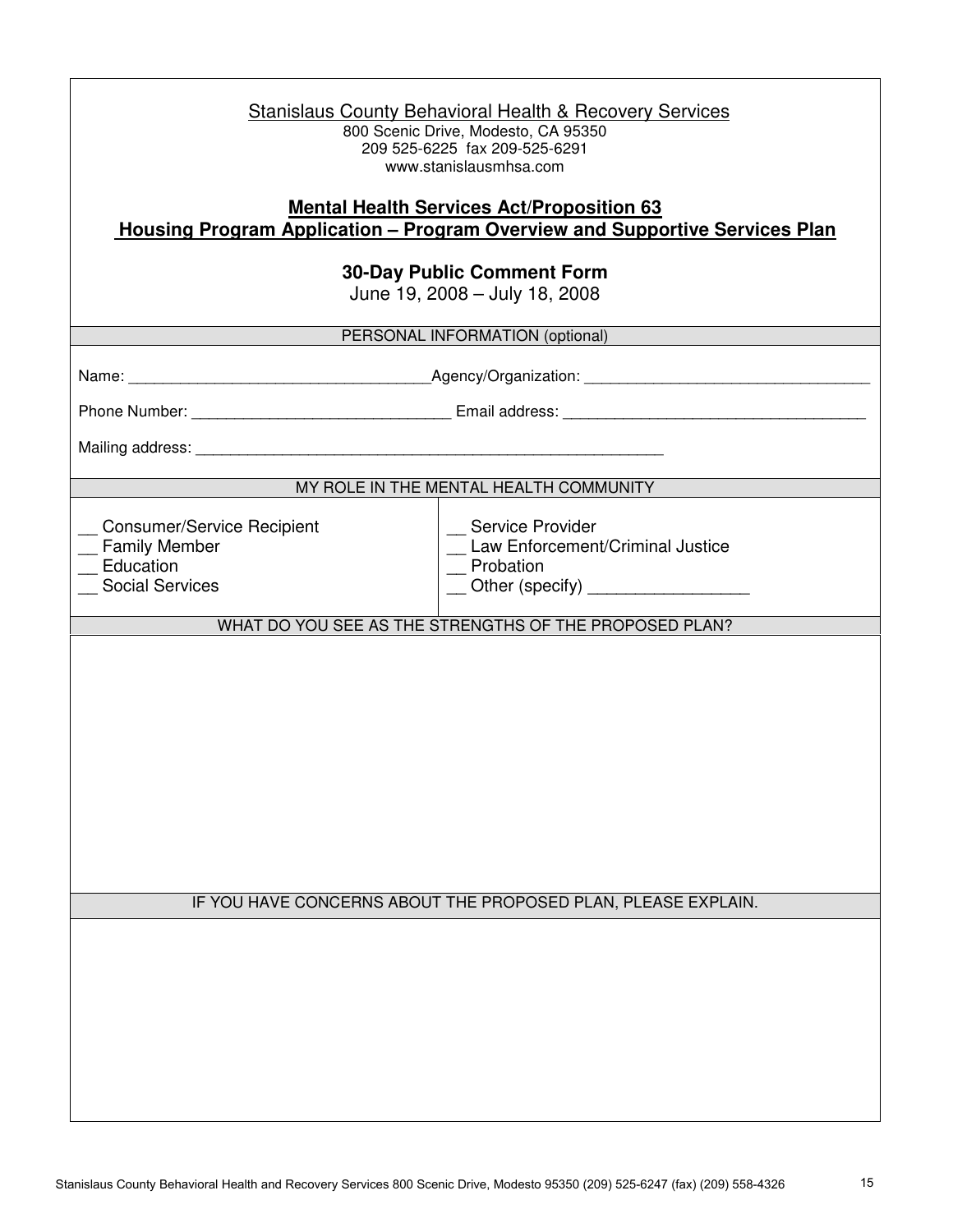Stanislaus County Behavioral Health & Recovery Services
800 Scenic Drive, Modesto, CA 95350
209 525-6225 fax 209-525-6291
www.stanislausmhsa.com

**Mental Health Services Act/Proposition 63**
**Housing Program Application – Program Overview and Supportive Services Plan**

**30-Day Public Comment Form**
June 19, 2008 – July 18, 2008

PERSONAL INFORMATION (optional)

Name: ___________________________________ Agency/Organization: _________________________________

Phone Number: ______________________________ Email address: ___________________________________

Mailing address: ________________________________________________________

MY ROLE IN THE MENTAL HEALTH COMMUNITY

| | |
|---|---|
| __ Consumer/Service Recipient | __ Service Provider |
| __ Family Member | __ Law Enforcement/Criminal Justice |
| __ Education | __ Probation |
| __ Social Services | __ Other (specify) _________________ |

WHAT DO YOU SEE AS THE STRENGTHS OF THE PROPOSED PLAN?

IF YOU HAVE CONCERNS ABOUT THE PROPOSED PLAN, PLEASE EXPLAIN.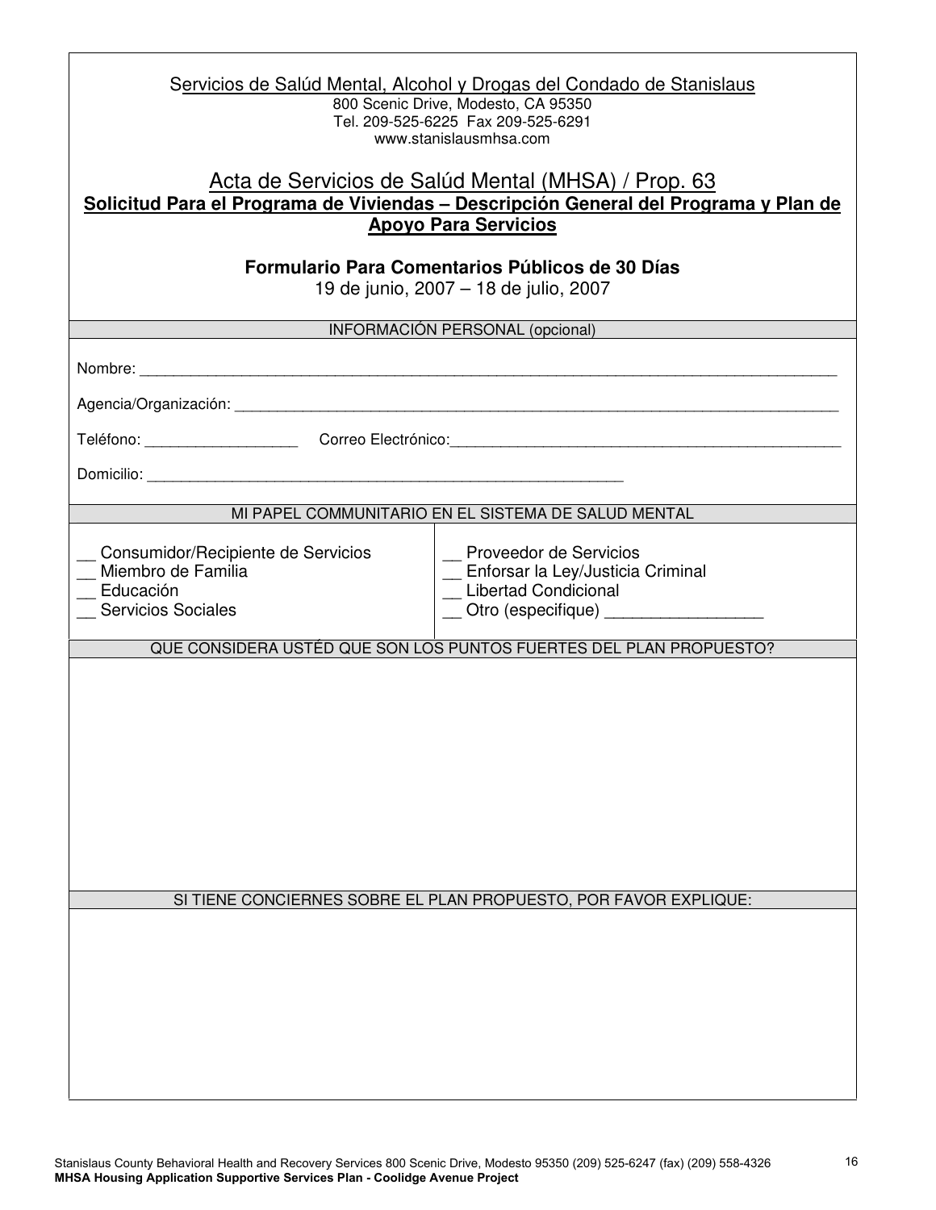Servicios de Salúd Mental, Alcohol y Drogas del Condado de Stanislaus

800 Scenic Drive, Modesto, CA 95350
Tel. 209-525-6225 Fax 209-525-6291
www.stanislausmhsa.com

# Acta de Servicios de Salúd Mental (MHSA) / Prop. 63

## Solicitud Para el Programa de Viviendas – Descripción General del Programa y Plan de Apoyo Para Servicios

### Formulario Para Comentarios Públicos de 30 Días

19 de junio, 2007 – 18 de julio, 2007

**INFORMACIÓN PERSONAL (opcional)**

Nombre: ______________________________________________________________________________

Agencia/Organización: ____________________________________________________________________

Teléfono: __________________ Correo Electrónico:_______________________________________________

Domicilio: ___________________________________________________________

**MI PAPEL COMMUNITARIO EN EL SISTEMA DE SALUD MENTAL**

| | |
|---|---|
| __ Consumidor/Recipiente de Servicios | __ Proveedor de Servicios |
| __ Miembro de Familia | __ Enforsar la Ley/Justicia Criminal |
| __ Educación | __ Libertad Condicional |
| __ Servicios Sociales | __ Otro (especifique) _________________ |

**QUE CONSIDERA USTÉD QUE SON LOS PUNTOS FUERTES DEL PLAN PROPUESTO?**

**SI TIENE CONCIERNES SOBRE EL PLAN PROPUESTO, POR FAVOR EXPLIQUE:**